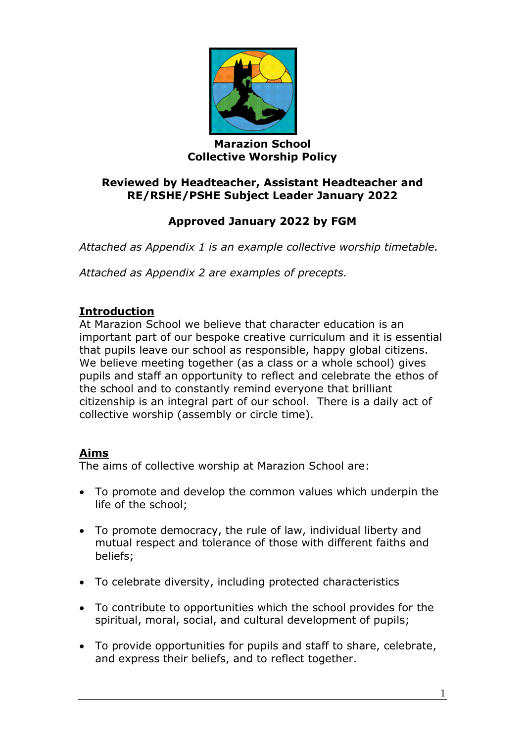# Marazion School
# Collective Worship Policy

**Reviewed by Headteacher, Assistant Headteacher and RE/RSHE/PSHE Subject Leader January 2022**

**Approved January 2022 by FGM**

*Attached as Appendix 1 is an example collective worship timetable.*

*Attached as Appendix 2 are examples of precepts.*

## Introduction

At Marazion School we believe that character education is an important part of our bespoke creative curriculum and it is essential that pupils leave our school as responsible, happy global citizens. We believe meeting together (as a class or a whole school) gives pupils and staff an opportunity to reflect and celebrate the ethos of the school and to constantly remind everyone that brilliant citizenship is an integral part of our school. There is a daily act of collective worship (assembly or circle time).

## Aims

The aims of collective worship at Marazion School are:

- To promote and develop the common values which underpin the life of the school;
- To promote democracy, the rule of law, individual liberty and mutual respect and tolerance of those with different faiths and beliefs;
- To celebrate diversity, including protected characteristics
- To contribute to opportunities which the school provides for the spiritual, moral, social, and cultural development of pupils;
- To provide opportunities for pupils and staff to share, celebrate, and express their beliefs, and to reflect together.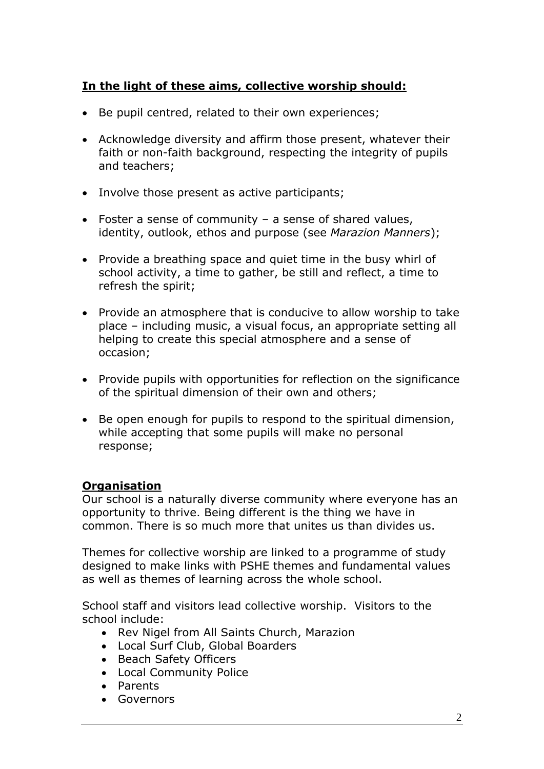**In the light of these aims, collective worship should:**

- Be pupil centred, related to their own experiences;
- Acknowledge diversity and affirm those present, whatever their faith or non-faith background, respecting the integrity of pupils and teachers;
- Involve those present as active participants;
- Foster a sense of community – a sense of shared values, identity, outlook, ethos and purpose (see *Marazion Manners*);
- Provide a breathing space and quiet time in the busy whirl of school activity, a time to gather, be still and reflect, a time to refresh the spirit;
- Provide an atmosphere that is conducive to allow worship to take place – including music, a visual focus, an appropriate setting all helping to create this special atmosphere and a sense of occasion;
- Provide pupils with opportunities for reflection on the significance of the spiritual dimension of their own and others;
- Be open enough for pupils to respond to the spiritual dimension, while accepting that some pupils will make no personal response;

**Organisation**

Our school is a naturally diverse community where everyone has an opportunity to thrive. Being different is the thing we have in common. There is so much more that unites us than divides us.

Themes for collective worship are linked to a programme of study designed to make links with PSHE themes and fundamental values as well as themes of learning across the whole school.

School staff and visitors lead collective worship. Visitors to the school include:

- Rev Nigel from All Saints Church, Marazion
- Local Surf Club, Global Boarders
- Beach Safety Officers
- Local Community Police
- Parents
- Governors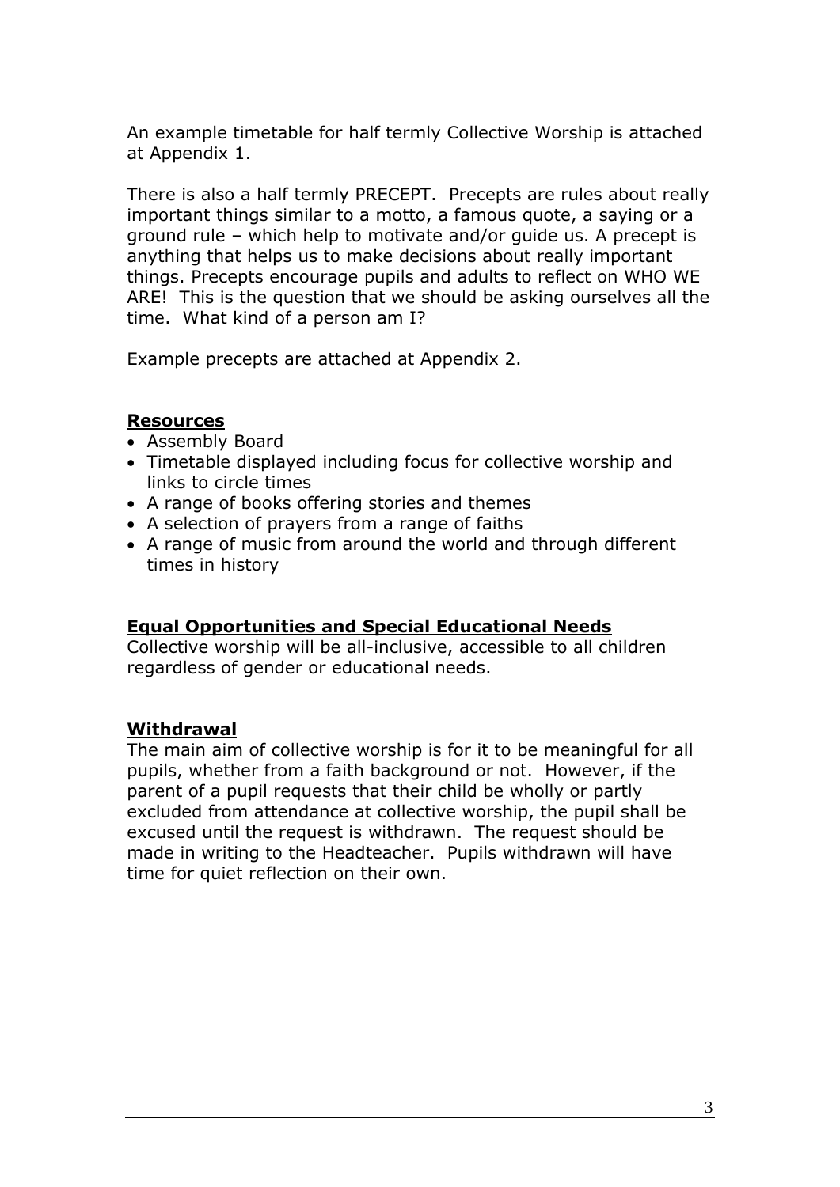An example timetable for half termly Collective Worship is attached at Appendix 1.

There is also a half termly PRECEPT. Precepts are rules about really important things similar to a motto, a famous quote, a saying or a ground rule – which help to motivate and/or guide us. A precept is anything that helps us to make decisions about really important things. Precepts encourage pupils and adults to reflect on WHO WE ARE! This is the question that we should be asking ourselves all the time. What kind of a person am I?

Example precepts are attached at Appendix 2.

**Resources**

- Assembly Board
- Timetable displayed including focus for collective worship and links to circle times
- A range of books offering stories and themes
- A selection of prayers from a range of faiths
- A range of music from around the world and through different times in history

**Equal Opportunities and Special Educational Needs**

Collective worship will be all-inclusive, accessible to all children regardless of gender or educational needs.

**Withdrawal**

The main aim of collective worship is for it to be meaningful for all pupils, whether from a faith background or not. However, if the parent of a pupil requests that their child be wholly or partly excluded from attendance at collective worship, the pupil shall be excused until the request is withdrawn. The request should be made in writing to the Headteacher. Pupils withdrawn will have time for quiet reflection on their own.